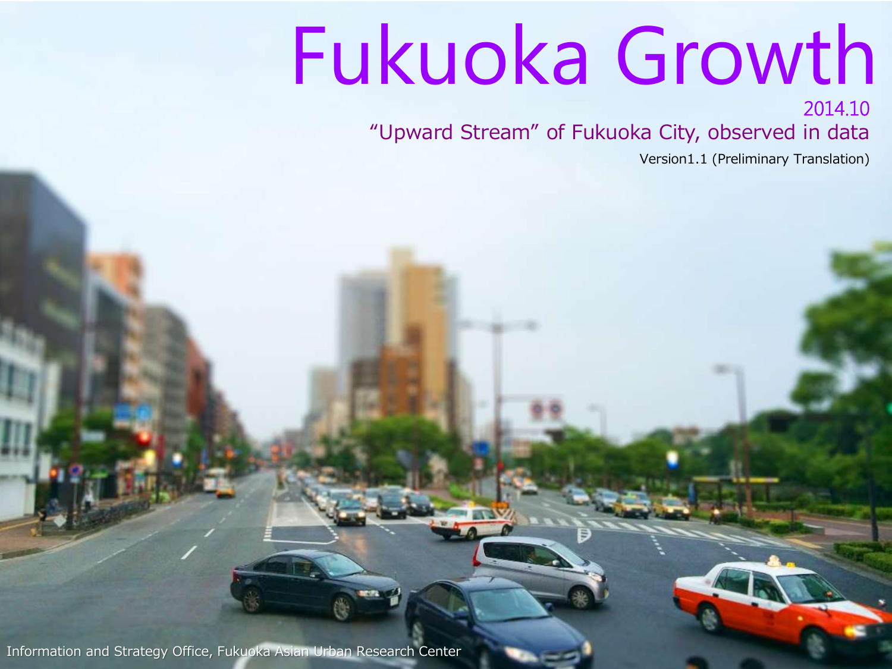# Fukuoka Growth

2014.10

"Upward Stream" of Fukuoka City, observed in data

Version1.1 (Preliminary Translation)

Information and Strategy Office, Fukuoka Asian Urban Research Center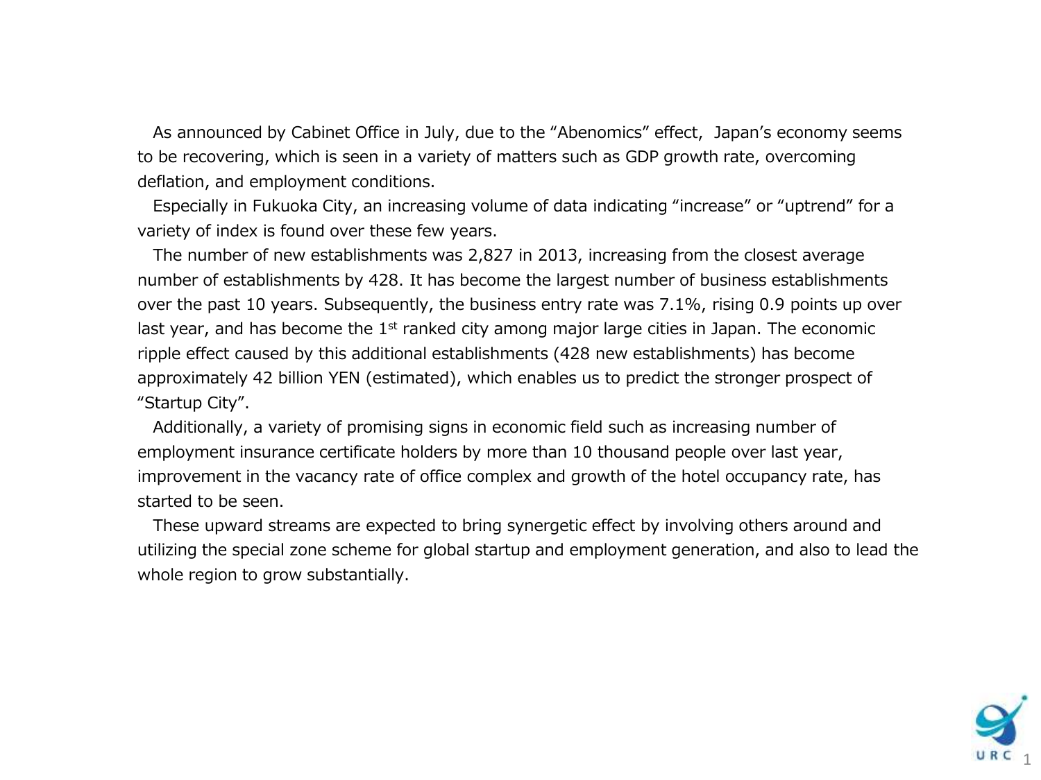As announced by Cabinet Office in July, due to the “Abenomics” effect, Japan’s economy seems to be recovering, which is seen in a variety of matters such as GDP growth rate, overcoming deflation, and employment conditions.

Especially in Fukuoka City, an increasing volume of data indicating “increase” or “uptrend” for a variety of index is found over these few years.

The number of new establishments was 2,827 in 2013, increasing from the closest average number of establishments by 428. It has become the largest number of business establishments over the past 10 years. Subsequently, the business entry rate was 7.1%, rising 0.9 points up over last year, and has become the 1st ranked city among major large cities in Japan. The economic ripple effect caused by this additional establishments (428 new establishments) has become approximately 42 billion YEN (estimated), which enables us to predict the stronger prospect of “Startup City”.

Additionally, a variety of promising signs in economic field such as increasing number of employment insurance certificate holders by more than 10 thousand people over last year, improvement in the vacancy rate of office complex and growth of the hotel occupancy rate, has started to be seen.

These upward streams are expected to bring synergetic effect by involving others around and utilizing the special zone scheme for global startup and employment generation, and also to lead the whole region to grow substantially.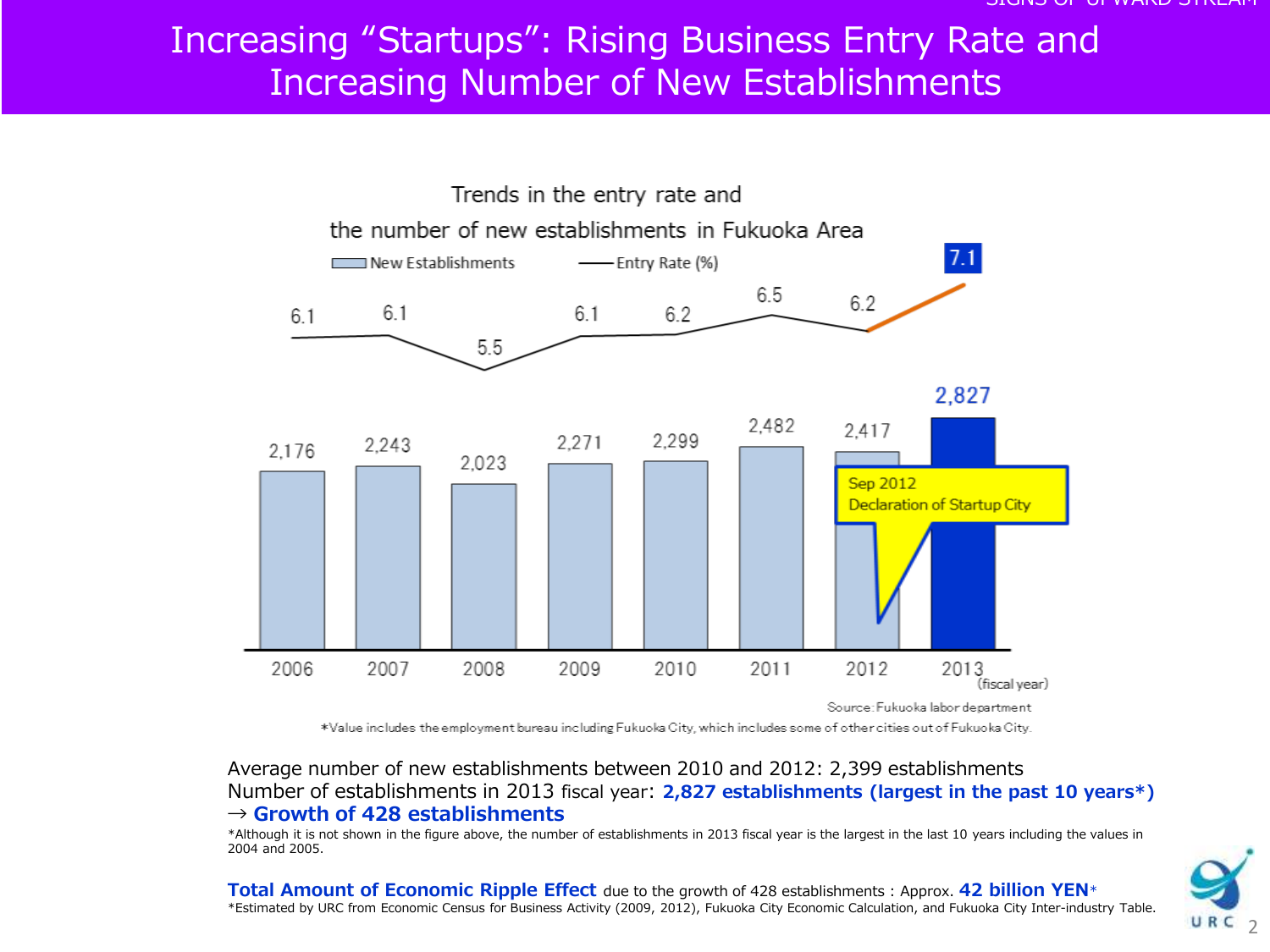# Increasing "Startups": Rising Business Entry Rate and Increasing Number of New Establishments

Trends in the entry rate and the number of new establishments in Fukuoka Area

| Fiscal year | 2006 | 2007 | 2008 | 2009 | 2010 | 2011 | 2012 | 2013 |
|---|---|---|---|---|---|---|---|---|
| New Establishments | 2,176 | 2,243 | 2,023 | 2,271 | 2,299 | 2,482 | 2,417 | 2,827 |
| Entry Rate (%) | 6.1 | 6.1 | 5.5 | 6.1 | 6.2 | 6.5 | 6.2 | 7.1 |

Sep 2012 Declaration of Startup City

Source: Fukuoka labor department

*Value includes the employment bureau including Fukuoka City, which includes some of other cities out of Fukuoka City.

Average number of new establishments between 2010 and 2012: 2,399 establishments
Number of establishments in 2013 fiscal year: **2,827 establishments (largest in the past 10 years*)**
→ **Growth of 428 establishments**

*Although it is not shown in the figure above, the number of establishments in 2013 fiscal year is the largest in the last 10 years including the values in 2004 and 2005.

**Total Amount of Economic Ripple Effect** due to the growth of 428 establishments : Approx. **42 billion YEN***

*Estimated by URC from Economic Census for Business Activity (2009, 2012), Fukuoka City Economic Calculation, and Fukuoka City Inter-industry Table.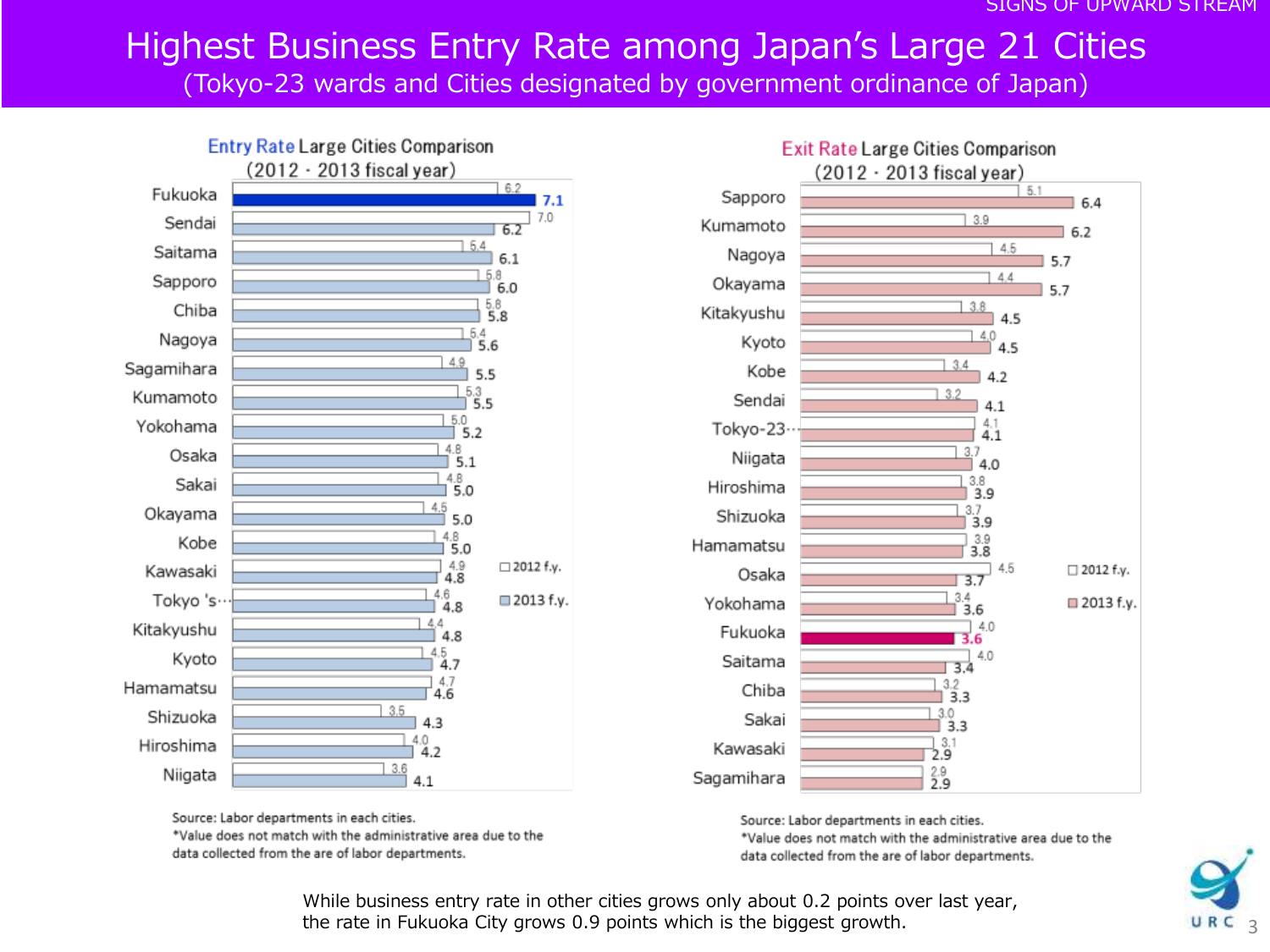# Highest Business Entry Rate among Japan's Large 21 Cities

(Tokyo-23 wards and Cities designated by government ordinance of Japan)

## Entry Rate Large Cities Comparison (2012・2013 fiscal year)

| City | 2012 f.y. | 2013 f.y. |
|---|---|---|
| Fukuoka | 6.2 | 7.1 |
| Sendai | 7.0 | 6.2 |
| Saitama | 5.4 | 6.1 |
| Sapporo | 5.8 | 6.0 |
| Chiba | 5.8 | 5.8 |
| Nagoya | 5.4 | 5.6 |
| Sagamihara | 4.9 | 5.5 |
| Kumamoto | 5.3 | 5.5 |
| Yokohama | 5.0 | 5.2 |
| Osaka | 4.8 | 5.1 |
| Sakai | 4.8 | 5.0 |
| Okayama | 4.5 | 5.0 |
| Kobe | 4.8 | 5.0 |
| Kawasaki | 4.9 | 4.8 |
| Tokyo 's… | 4.6 | 4.8 |
| Kitakyushu | 4.4 | 4.8 |
| Kyoto | 4.5 | 4.7 |
| Hamamatsu | 4.7 | 4.6 |
| Shizuoka | 3.5 | 4.3 |
| Hiroshima | 4.0 | 4.2 |
| Niigata | 3.6 | 4.1 |

Source: Labor departments in each cities.
*Value does not match with the administrative area due to the data collected from the are of labor departments.

## Exit Rate Large Cities Comparison (2012・2013 fiscal year)

| City | 2012 f.y. | 2013 f.y. |
|---|---|---|
| Sapporo | 5.1 | 6.4 |
| Kumamoto | 3.9 | 6.2 |
| Nagoya | 4.5 | 5.7 |
| Okayama | 4.4 | 5.7 |
| Kitakyushu | 3.8 | 4.5 |
| Kyoto | 4.0 | 4.5 |
| Kobe | 3.4 | 4.2 |
| Sendai | 3.2 | 4.1 |
| Tokyo-23… | 4.1 | 4.1 |
| Niigata | 3.7 | 4.0 |
| Hiroshima | 3.8 | 3.9 |
| Shizuoka | 3.7 | 3.9 |
| Hamamatsu | 3.9 | 3.8 |
| Osaka | 4.5 | 3.7 |
| Yokohama | 3.4 | 3.6 |
| Fukuoka | 4.0 | 3.6 |
| Saitama | 4.0 | 3.4 |
| Chiba | 3.2 | 3.3 |
| Sakai | 3.0 | 3.3 |
| Kawasaki | 3.1 | 2.9 |
| Sagamihara | 2.9 | 2.9 |

Source: Labor departments in each cities.
*Value does not match with the administrative area due to the data collected from the are of labor departments.

While business entry rate in other cities grows only about 0.2 points over last year, the rate in Fukuoka City grows 0.9 points which is the biggest growth.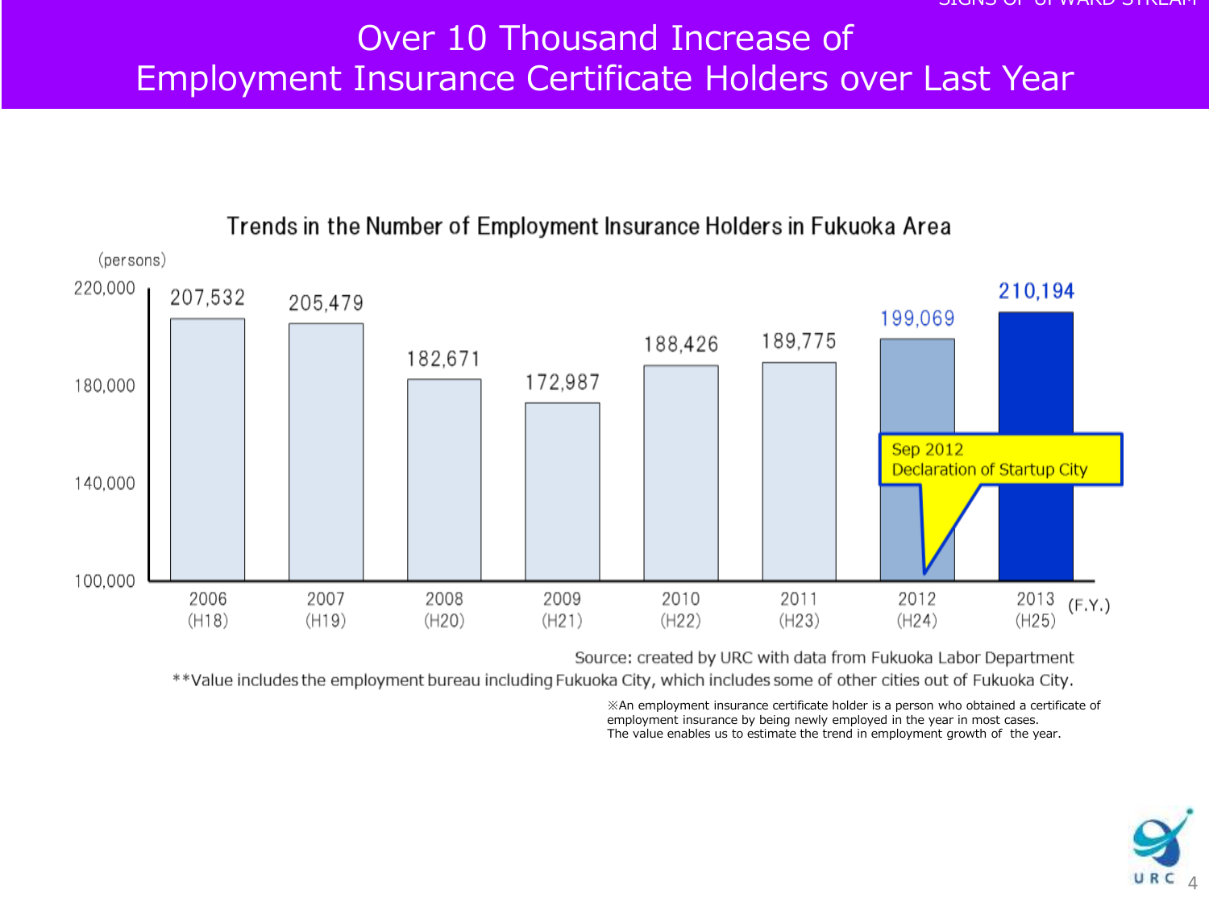# Over 10 Thousand Increase of Employment Insurance Certificate Holders over Last Year

## Trends in the Number of Employment Insurance Holders in Fukuoka Area

(persons)

| F.Y. | Persons |
| --- | --- |
| 2006 (H18) | 207,532 |
| 2007 (H19) | 205,479 |
| 2008 (H20) | 182,671 |
| 2009 (H21) | 172,987 |
| 2010 (H22) | 188,426 |
| 2011 (H23) | 189,775 |
| 2012 (H24) | 199,069 |
| 2013 (H25) | 210,194 |

Sep 2012
Declaration of Startup City

Source: created by URC with data from Fukuoka Labor Department

**Value includes the employment bureau including Fukuoka City, which includes some of other cities out of Fukuoka City.

※An employment insurance certificate holder is a person who obtained a certificate of employment insurance by being newly employed in the year in most cases.
The value enables us to estimate the trend in employment growth of the year.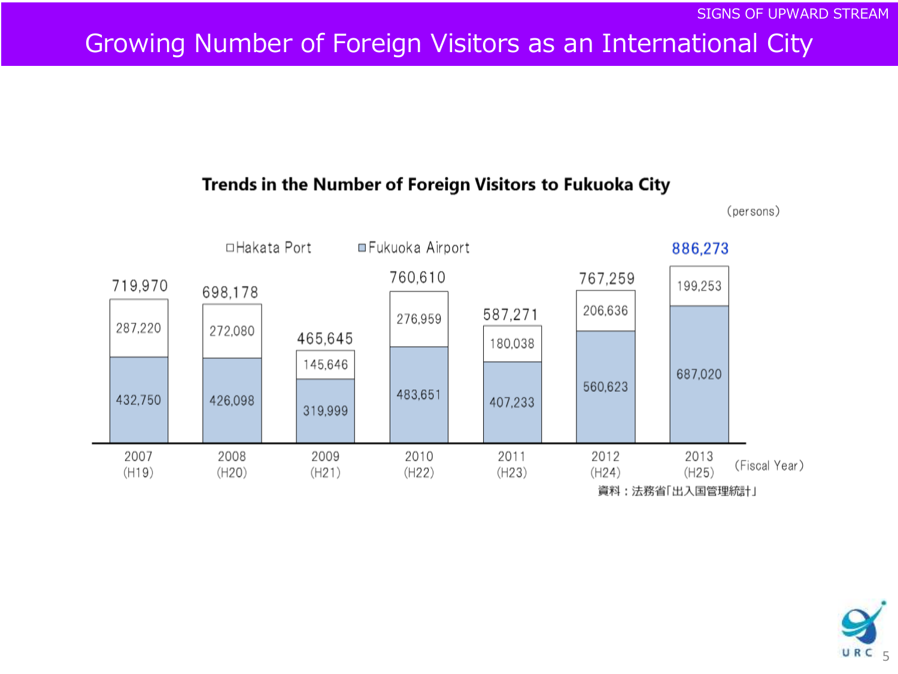SIGNS OF UPWARD STREAM

# Growing Number of Foreign Visitors as an International City

**Trends in the Number of Foreign Visitors to Fukuoka City**

(persons)

| Fiscal Year | Hakata Port | Fukuoka Airport | Total |
|---|---|---|---|
| 2007 (H19) | 287,220 | 432,750 | 719,970 |
| 2008 (H20) | 272,080 | 426,098 | 698,178 |
| 2009 (H21) | 145,646 | 319,999 | 465,645 |
| 2010 (H22) | 276,959 | 483,651 | 760,610 |
| 2011 (H23) | 180,038 | 407,233 | 587,271 |
| 2012 (H24) | 206,636 | 560,623 | 767,259 |
| 2013 (H25) | 199,253 | 687,020 | 886,273 |

資料：法務省「出入国管理統計」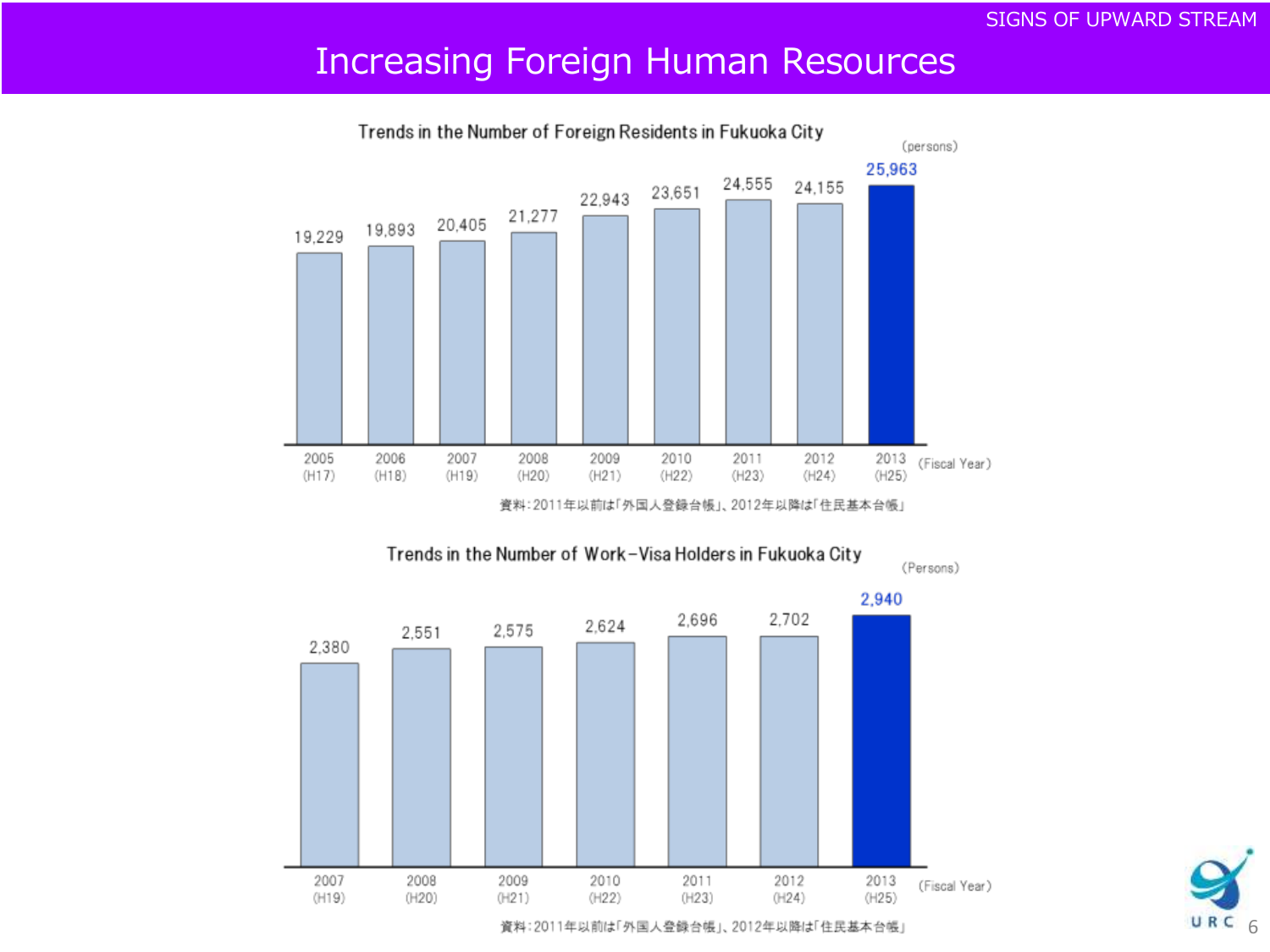# Increasing Foreign Human Resources

SIGNS OF UPWARD STREAM

### Trends in the Number of Foreign Residents in Fukuoka City

(persons)

| Fiscal Year | 2005 (H17) | 2006 (H18) | 2007 (H19) | 2008 (H20) | 2009 (H21) | 2010 (H22) | 2011 (H23) | 2012 (H24) | 2013 (H25) |
|---|---|---|---|---|---|---|---|---|---|
| Persons | 19,229 | 19,893 | 20,405 | 21,277 | 22,943 | 23,651 | 24,555 | 24,155 | 25,963 |

資料：2011年以前は「外国人登録台帳」、2012年以降は「住民基本台帳」

### Trends in the Number of Work-Visa Holders in Fukuoka City

(Persons)

| Fiscal Year | 2007 (H19) | 2008 (H20) | 2009 (H21) | 2010 (H22) | 2011 (H23) | 2012 (H24) | 2013 (H25) |
|---|---|---|---|---|---|---|---|
| Persons | 2,380 | 2,551 | 2,575 | 2,624 | 2,696 | 2,702 | 2,940 |

資料：2011年以前は「外国人登録台帳」、2012年以降は「住民基本台帳」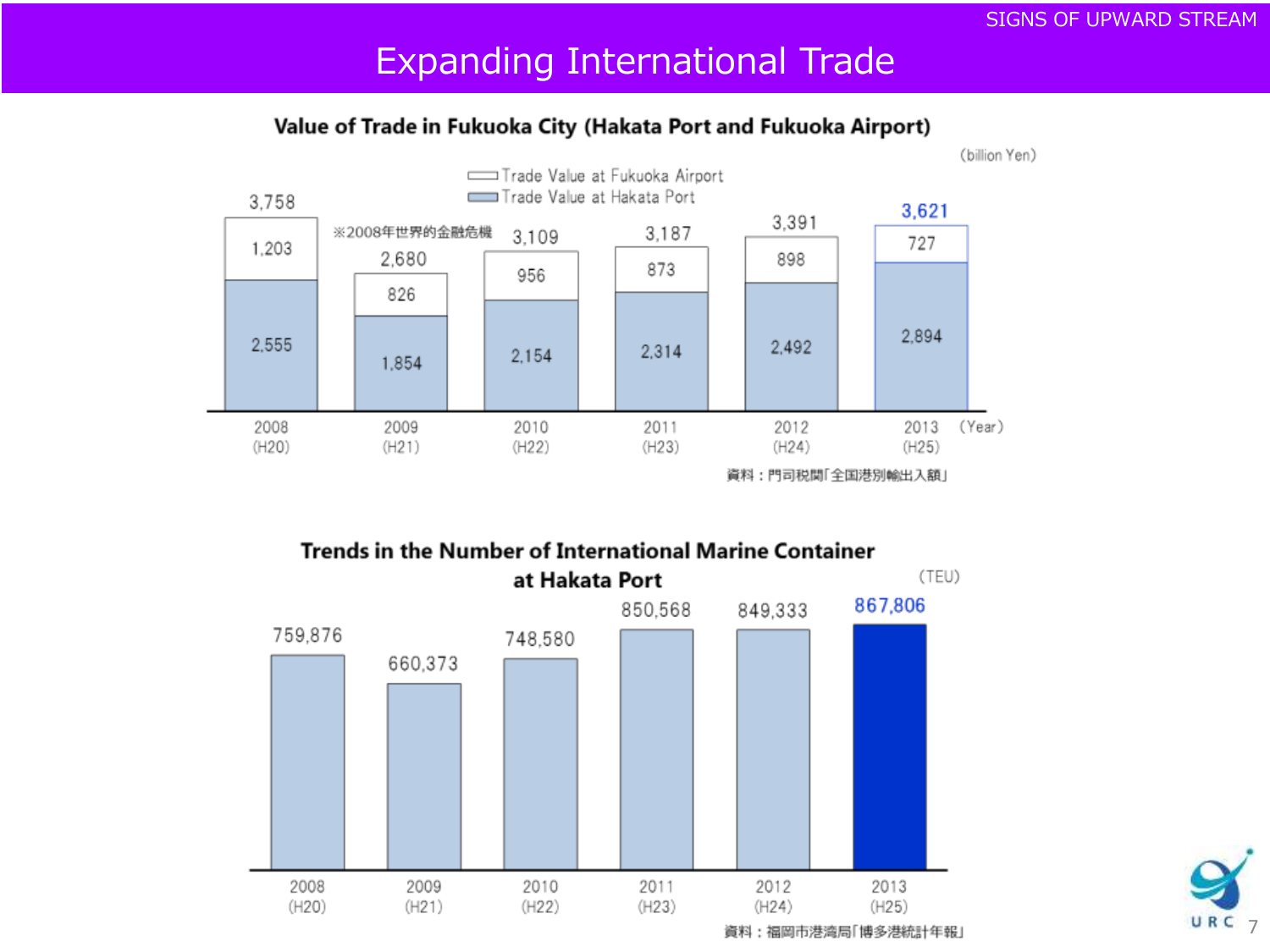SIGNS OF UPWARD STREAM

# Expanding International Trade

## Value of Trade in Fukuoka City (Hakata Port and Fukuoka Airport)

(billion Yen)

| Year | Trade Value at Hakata Port | Trade Value at Fukuoka Airport | Total |
| --- | --- | --- | --- |
| 2008 (H20) | 2,555 | 1,203 | 3,758 |
| 2009 (H21) | 1,854 | 826 | 2,680 |
| 2010 (H22) | 2,154 | 956 | 3,109 |
| 2011 (H23) | 2,314 | 873 | 3,187 |
| 2012 (H24) | 2,492 | 898 | 3,391 |
| 2013 (H25) | 2,894 | 727 | 3,621 |

※2008年世界的金融危機

資料：門司税関「全国港別輸出入額」

## Trends in the Number of International Marine Container at Hakata Port

(TEU)

| Year | TEU |
| --- | --- |
| 2008 (H20) | 759,876 |
| 2009 (H21) | 660,373 |
| 2010 (H22) | 748,580 |
| 2011 (H23) | 850,568 |
| 2012 (H24) | 849,333 |
| 2013 (H25) | 867,806 |

資料：福岡市港湾局「博多港統計年報」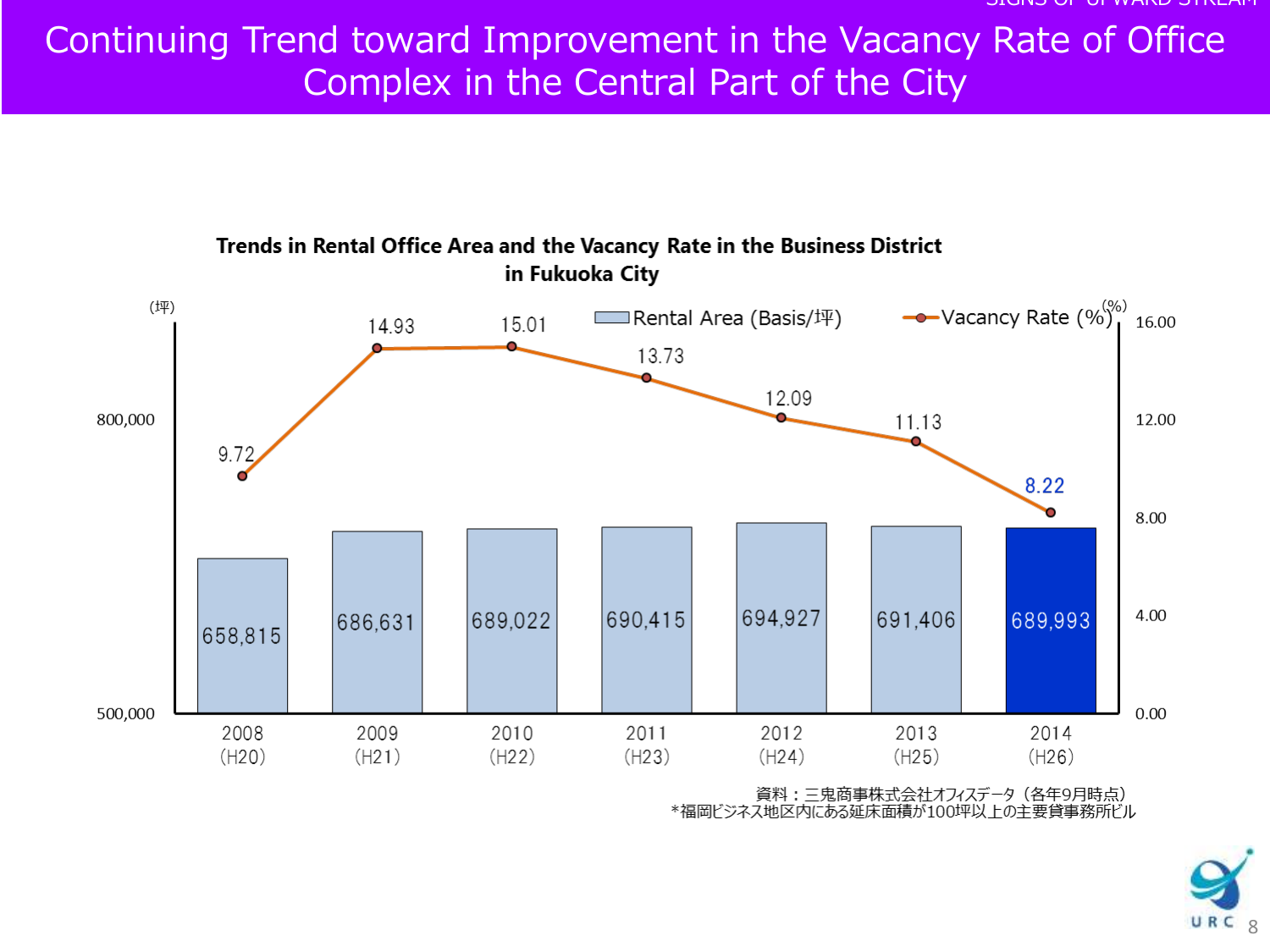# Continuing Trend toward Improvement in the Vacancy Rate of Office Complex in the Central Part of the City

**Trends in Rental Office Area and the Vacancy Rate in the Business District in Fukuoka City**

| Year | Rental Area (Basis/坪) | Vacancy Rate (%) |
|---|---|---|
| 2008 (H20) | 658,815 | 9.72 |
| 2009 (H21) | 686,631 | 14.93 |
| 2010 (H22) | 689,022 | 15.01 |
| 2011 (H23) | 690,415 | 13.73 |
| 2012 (H24) | 694,927 | 12.09 |
| 2013 (H25) | 691,406 | 11.13 |
| 2014 (H26) | 689,993 | 8.22 |

資料：三鬼商事株式会社オフィスデータ（各年9月時点）
*福岡ビジネス地区内にある延床面積が100坪以上の主要貸事務所ビル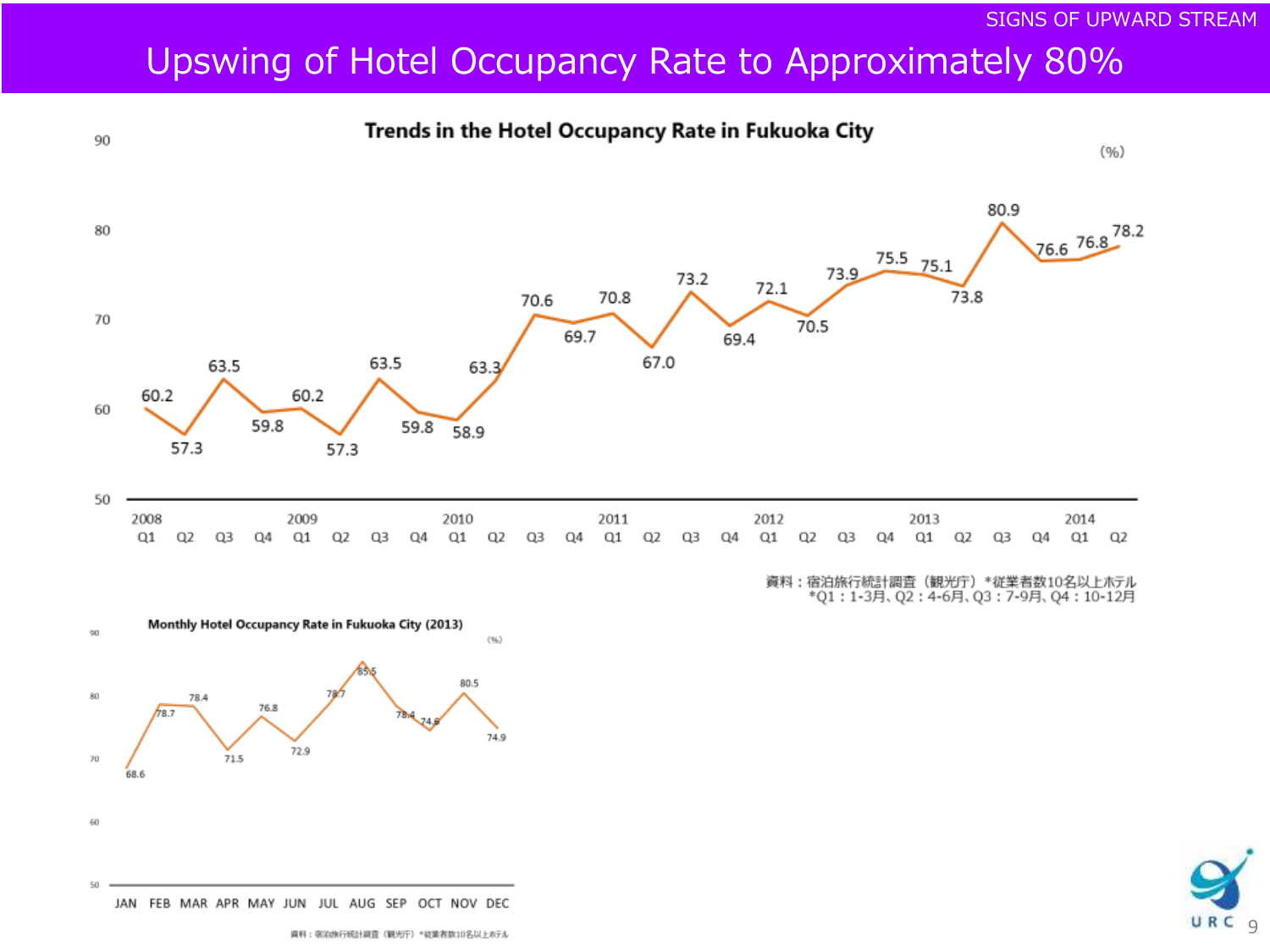SIGNS OF UPWARD STREAM

# Upswing of Hotel Occupancy Rate to Approximately 80%

## Trends in the Hotel Occupancy Rate in Fukuoka City

(%)

| Year | Quarter | Rate |
|---|---|---|
| 2008 | Q1 | 60.2 |
| | Q2 | 57.3 |
| | Q3 | 63.5 |
| | Q4 | 59.8 |
| 2009 | Q1 | 60.2 |
| | Q2 | 57.3 |
| | Q3 | 63.5 |
| | Q4 | 59.8 |
| 2010 | Q1 | 58.9 |
| | Q2 | 63.3 |
| | Q3 | 70.6 |
| | Q4 | 69.7 |
| 2011 | Q1 | 70.8 |
| | Q2 | 67.0 |
| | Q3 | 73.2 |
| | Q4 | 69.4 |
| 2012 | Q1 | 72.1 |
| | Q2 | 70.5 |
| | Q3 | 73.9 |
| | Q4 | 75.5 |
| 2013 | Q1 | 75.1 |
| | Q2 | 73.8 |
| | Q3 | 80.9 |
| | Q4 | 76.6 |
| 2014 | Q1 | 76.8 |
| | Q2 | 78.2 |

資料：宿泊旅行統計調査（観光庁）*従業者数10名以上ホテル
*Q1：1-3月、Q2：4-6月、Q3：7-9月、Q4：10-12月

## Monthly Hotel Occupancy Rate in Fukuoka City (2013)

(%)

| Month | Rate |
|---|---|
| JAN | 68.6 |
| FEB | 78.7 |
| MAR | 78.4 |
| APR | 71.5 |
| MAY | 76.8 |
| JUN | 72.9 |
| JUL | 78.7 |
| AUG | 85.5 |
| SEP | 78.4 |
| OCT | 74.6 |
| NOV | 80.5 |
| DEC | 74.9 |

資料：宿泊旅行統計調査（観光庁）*従業者数10名以上ホテル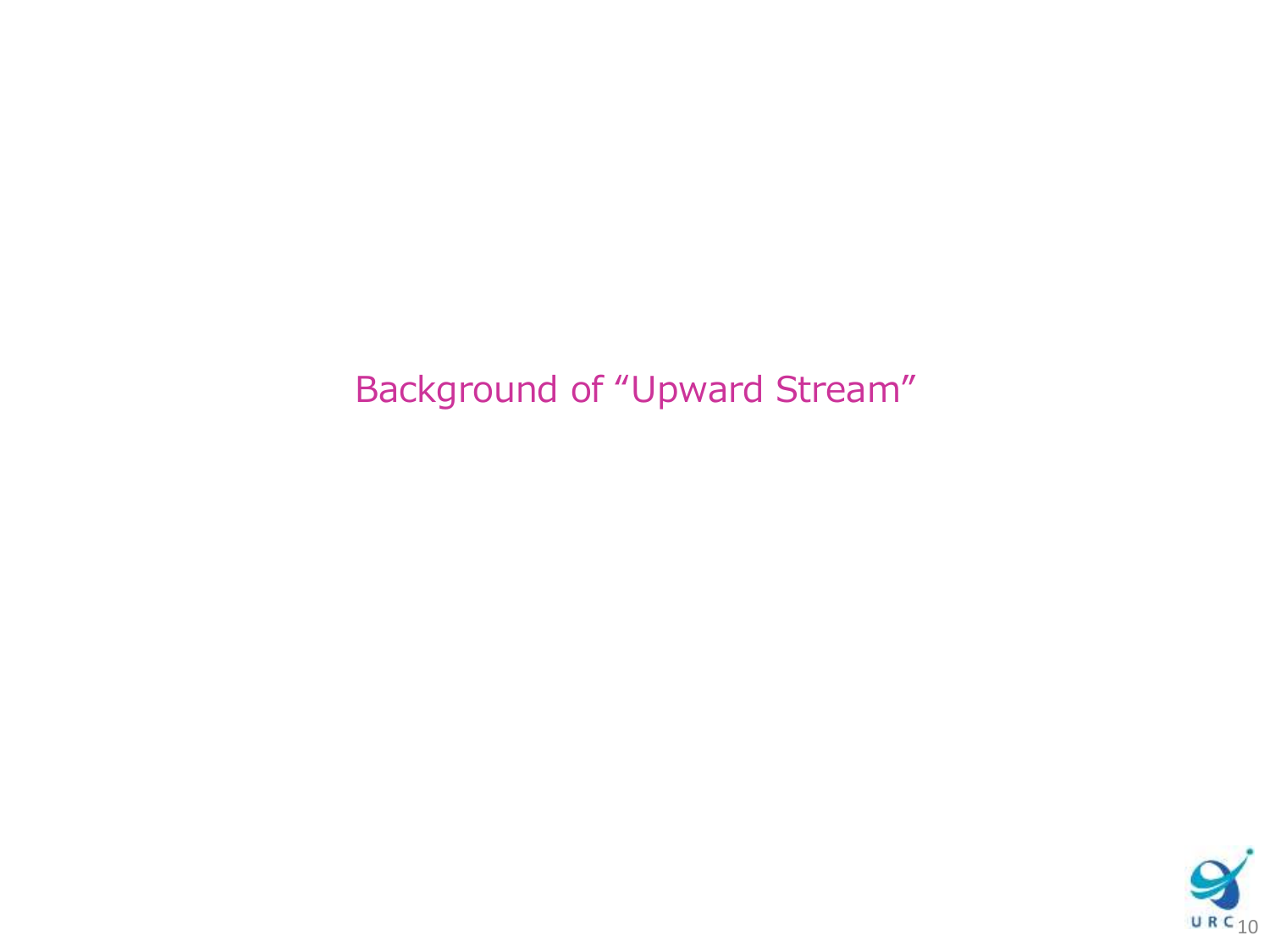# Background of “Upward Stream”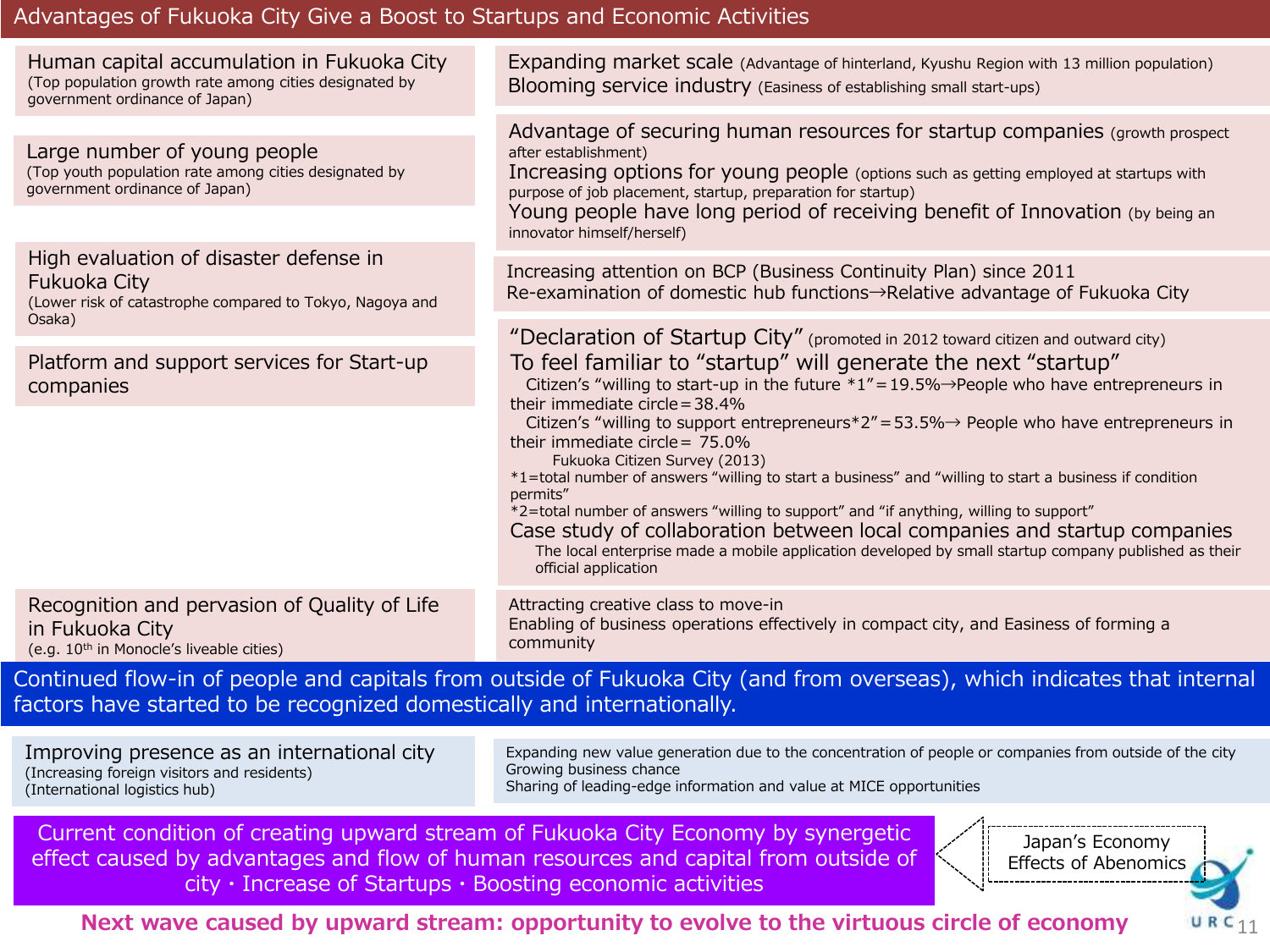# Advantages of Fukuoka City Give a Boost to Startups and Economic Activities

**Human capital accumulation in Fukuoka City**
(Top population growth rate among cities designated by government ordinance of Japan)

**Expanding market scale** (Advantage of hinterland, Kyushu Region with 13 million population)
**Blooming service industry** (Easiness of establishing small start-ups)

**Large number of young people**
(Top youth population rate among cities designated by government ordinance of Japan)

**Advantage of securing human resources for startup companies** (growth prospect after establishment)
**Increasing options for young people** (options such as getting employed at startups with purpose of job placement, startup, preparation for startup)
**Young people have long period of receiving benefit of Innovation** (by being an innovator himself/herself)

**High evaluation of disaster defense in Fukuoka City**
(Lower risk of catastrophe compared to Tokyo, Nagoya and Osaka)

Increasing attention on BCP (Business Continuity Plan) since 2011
Re-examination of domestic hub functions→Relative advantage of Fukuoka City

**Platform and support services for Start-up companies**

**"Declaration of Startup City"** (promoted in 2012 toward citizen and outward city)
**To feel familiar to "startup" will generate the next "startup"**
Citizen's "willing to start-up in the future *1" = 19.5%→People who have entrepreneurs in their immediate circle = 38.4%
Citizen's "willing to support entrepreneurs*2" = 53.5%→ People who have entrepreneurs in their immediate circle = 75.0%
Fukuoka Citizen Survey (2013)
*1=total number of answers "willing to start a business" and "willing to start a business if condition permits"
*2=total number of answers "willing to support" and "if anything, willing to support"
**Case study of collaboration between local companies and startup companies**
The local enterprise made a mobile application developed by small startup company published as their official application

**Recognition and pervasion of Quality of Life in Fukuoka City**
(e.g. 10th in Monocle's liveable cities)

Attracting creative class to move-in
Enabling of business operations effectively in compact city, and Easiness of forming a community

**Continued flow-in of people and capitals from outside of Fukuoka City (and from overseas), which indicates that internal factors have started to be recognized domestically and internationally.**

**Improving presence as an international city**
(Increasing foreign visitors and residents)
(International logistics hub)

Expanding new value generation due to the concentration of people or companies from outside of the city
Growing business chance
Sharing of leading-edge information and value at MICE opportunities

**Current condition of creating upward stream of Fukuoka City Economy by synergetic effect caused by advantages and flow of human resources and capital from outside of city・Increase of Startups・Boosting economic activities**

Japan's Economy
Effects of Abenomics

**Next wave caused by upward stream: opportunity to evolve to the virtuous circle of economy**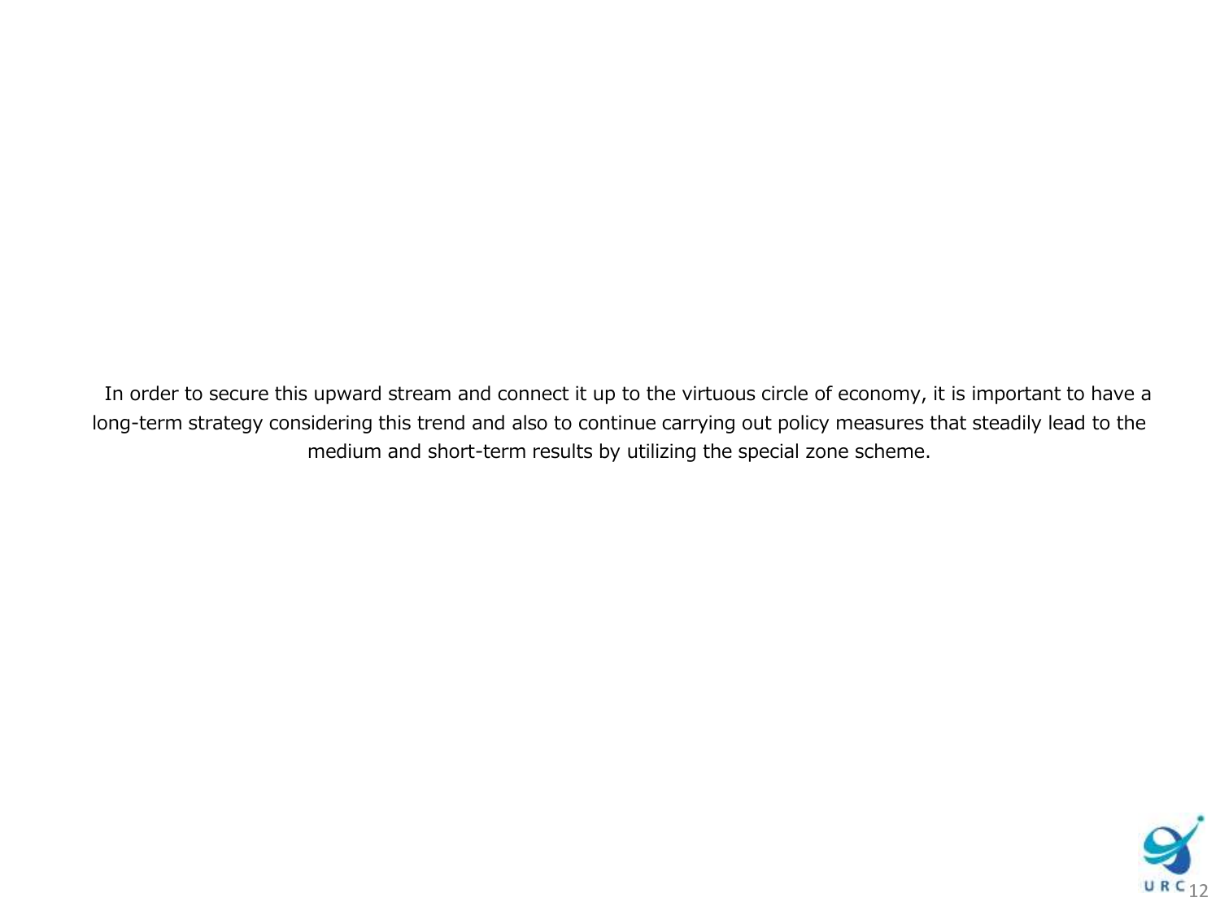In order to secure this upward stream and connect it up to the virtuous circle of economy, it is important to have a long-term strategy considering this trend and also to continue carrying out policy measures that steadily lead to the medium and short-term results by utilizing the special zone scheme.